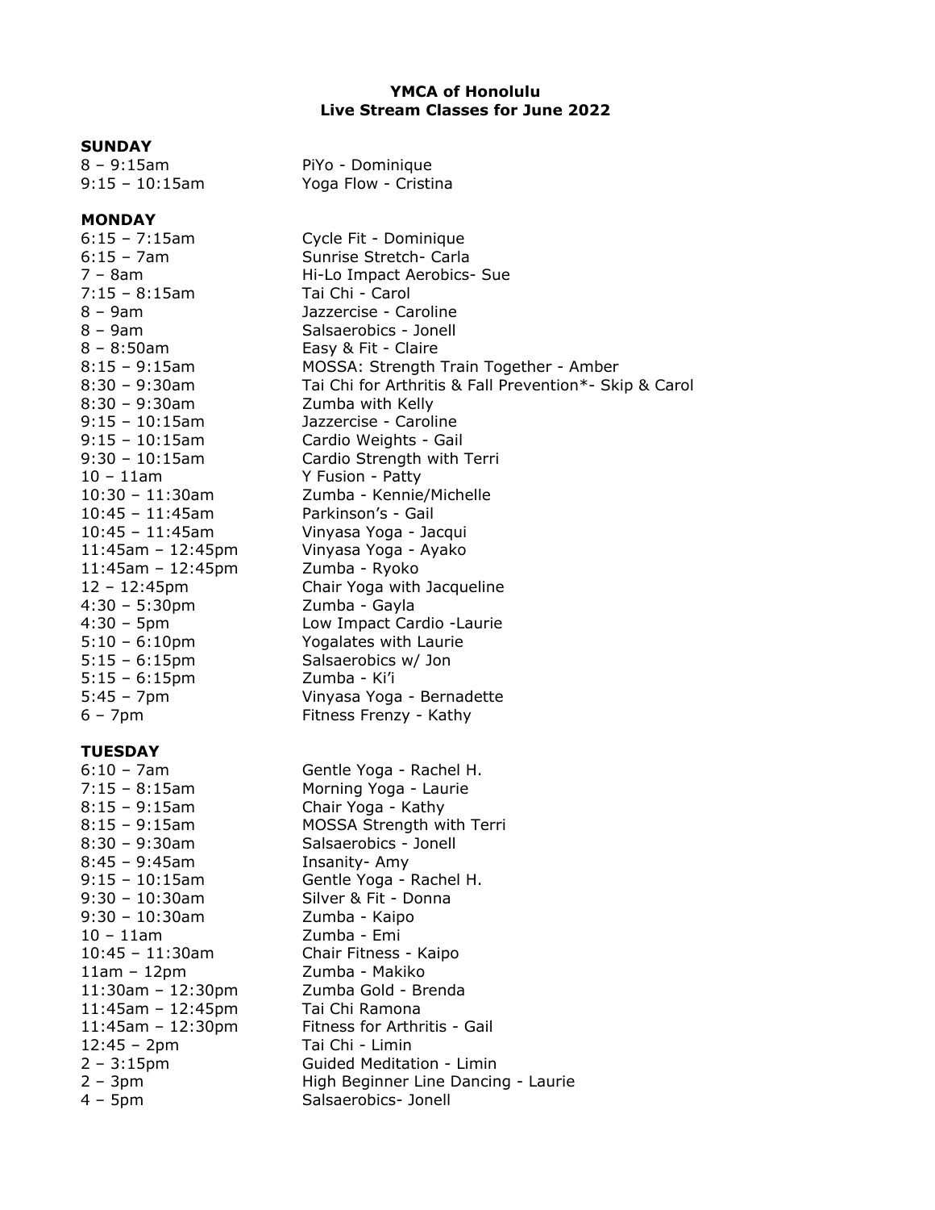**YMCA of Honolulu**
**Live Stream Classes for June 2022**

**SUNDAY**

| | |
|---|---|
| 8 – 9:15am | PiYo - Dominique |
| 9:15 – 10:15am | Yoga Flow - Cristina |

**MONDAY**

| | |
|---|---|
| 6:15 – 7:15am | Cycle Fit - Dominique |
| 6:15 – 7am | Sunrise Stretch- Carla |
| 7 – 8am | Hi-Lo Impact Aerobics- Sue |
| 7:15 – 8:15am | Tai Chi - Carol |
| 8 – 9am | Jazzercise - Caroline |
| 8 – 9am | Salsaerobics - Jonell |
| 8 – 8:50am | Easy & Fit - Claire |
| 8:15 – 9:15am | MOSSA: Strength Train Together - Amber |
| 8:30 – 9:30am | Tai Chi for Arthritis & Fall Prevention*- Skip & Carol |
| 8:30 – 9:30am | Zumba with Kelly |
| 9:15 – 10:15am | Jazzercise - Caroline |
| 9:15 – 10:15am | Cardio Weights - Gail |
| 9:30 – 10:15am | Cardio Strength with Terri |
| 10 – 11am | Y Fusion - Patty |
| 10:30 – 11:30am | Zumba - Kennie/Michelle |
| 10:45 – 11:45am | Parkinson's - Gail |
| 10:45 – 11:45am | Vinyasa Yoga - Jacqui |
| 11:45am – 12:45pm | Vinyasa Yoga - Ayako |
| 11:45am – 12:45pm | Zumba - Ryoko |
| 12 – 12:45pm | Chair Yoga with Jacqueline |
| 4:30 – 5:30pm | Zumba - Gayla |
| 4:30 – 5pm | Low Impact Cardio -Laurie |
| 5:10 – 6:10pm | Yogalates with Laurie |
| 5:15 – 6:15pm | Salsaerobics w/ Jon |
| 5:15 – 6:15pm | Zumba - Ki'i |
| 5:45 – 7pm | Vinyasa Yoga - Bernadette |
| 6 – 7pm | Fitness Frenzy - Kathy |

**TUESDAY**

| | |
|---|---|
| 6:10 – 7am | Gentle Yoga - Rachel H. |
| 7:15 – 8:15am | Morning Yoga - Laurie |
| 8:15 – 9:15am | Chair Yoga - Kathy |
| 8:15 – 9:15am | MOSSA Strength with Terri |
| 8:30 – 9:30am | Salsaerobics - Jonell |
| 8:45 – 9:45am | Insanity- Amy |
| 9:15 – 10:15am | Gentle Yoga - Rachel H. |
| 9:30 – 10:30am | Silver & Fit - Donna |
| 9:30 – 10:30am | Zumba - Kaipo |
| 10 – 11am | Zumba - Emi |
| 10:45 – 11:30am | Chair Fitness - Kaipo |
| 11am – 12pm | Zumba - Makiko |
| 11:30am – 12:30pm | Zumba Gold - Brenda |
| 11:45am – 12:45pm | Tai Chi Ramona |
| 11:45am – 12:30pm | Fitness for Arthritis - Gail |
| 12:45 – 2pm | Tai Chi - Limin |
| 2 – 3:15pm | Guided Meditation - Limin |
| 2 – 3pm | High Beginner Line Dancing - Laurie |
| 4 – 5pm | Salsaerobics- Jonell |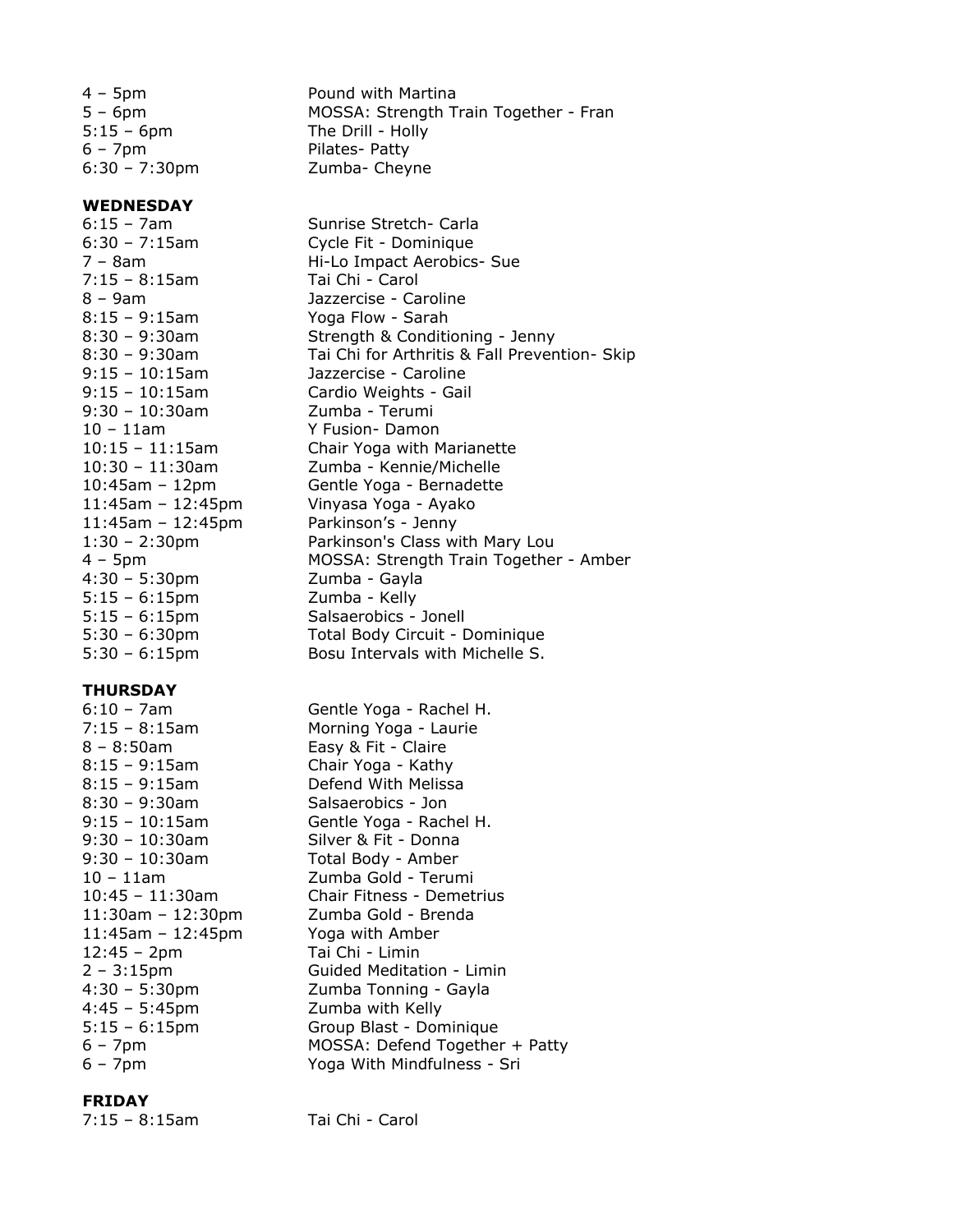4 – 5pm Pound with Martina
5 – 6pm MOSSA: Strength Train Together - Fran
5:15 – 6pm The Drill - Holly
6 – 7pm Pilates- Patty
6:30 – 7:30pm Zumba- Cheyne

**WEDNESDAY**

6:15 – 7am Sunrise Stretch- Carla
6:30 – 7:15am Cycle Fit - Dominique
7 – 8am Hi-Lo Impact Aerobics- Sue
7:15 – 8:15am Tai Chi - Carol
8 – 9am Jazzercise - Caroline
8:15 – 9:15am Yoga Flow - Sarah
8:30 – 9:30am Strength & Conditioning - Jenny
8:30 – 9:30am Tai Chi for Arthritis & Fall Prevention- Skip
9:15 – 10:15am Jazzercise - Caroline
9:15 – 10:15am Cardio Weights - Gail
9:30 – 10:30am Zumba - Terumi
10 – 11am Y Fusion- Damon
10:15 – 11:15am Chair Yoga with Marianette
10:30 – 11:30am Zumba - Kennie/Michelle
10:45am – 12pm Gentle Yoga - Bernadette
11:45am – 12:45pm Vinyasa Yoga - Ayako
11:45am – 12:45pm Parkinson's - Jenny
1:30 – 2:30pm Parkinson's Class with Mary Lou
4 – 5pm MOSSA: Strength Train Together - Amber
4:30 – 5:30pm Zumba - Gayla
5:15 – 6:15pm Zumba - Kelly
5:15 – 6:15pm Salsaerobics - Jonell
5:30 – 6:30pm Total Body Circuit - Dominique
5:30 – 6:15pm Bosu Intervals with Michelle S.

**THURSDAY**

6:10 – 7am Gentle Yoga - Rachel H.
7:15 – 8:15am Morning Yoga - Laurie
8 – 8:50am Easy & Fit - Claire
8:15 – 9:15am Chair Yoga - Kathy
8:15 – 9:15am Defend With Melissa
8:30 – 9:30am Salsaerobics - Jon
9:15 – 10:15am Gentle Yoga - Rachel H.
9:30 – 10:30am Silver & Fit - Donna
9:30 – 10:30am Total Body - Amber
10 – 11am Zumba Gold - Terumi
10:45 – 11:30am Chair Fitness - Demetrius
11:30am – 12:30pm Zumba Gold - Brenda
11:45am – 12:45pm Yoga with Amber
12:45 – 2pm Tai Chi - Limin
2 – 3:15pm Guided Meditation - Limin
4:30 – 5:30pm Zumba Tonning - Gayla
4:45 – 5:45pm Zumba with Kelly
5:15 – 6:15pm Group Blast - Dominique
6 – 7pm MOSSA: Defend Together + Patty
6 – 7pm Yoga With Mindfulness - Sri

**FRIDAY**

7:15 – 8:15am Tai Chi - Carol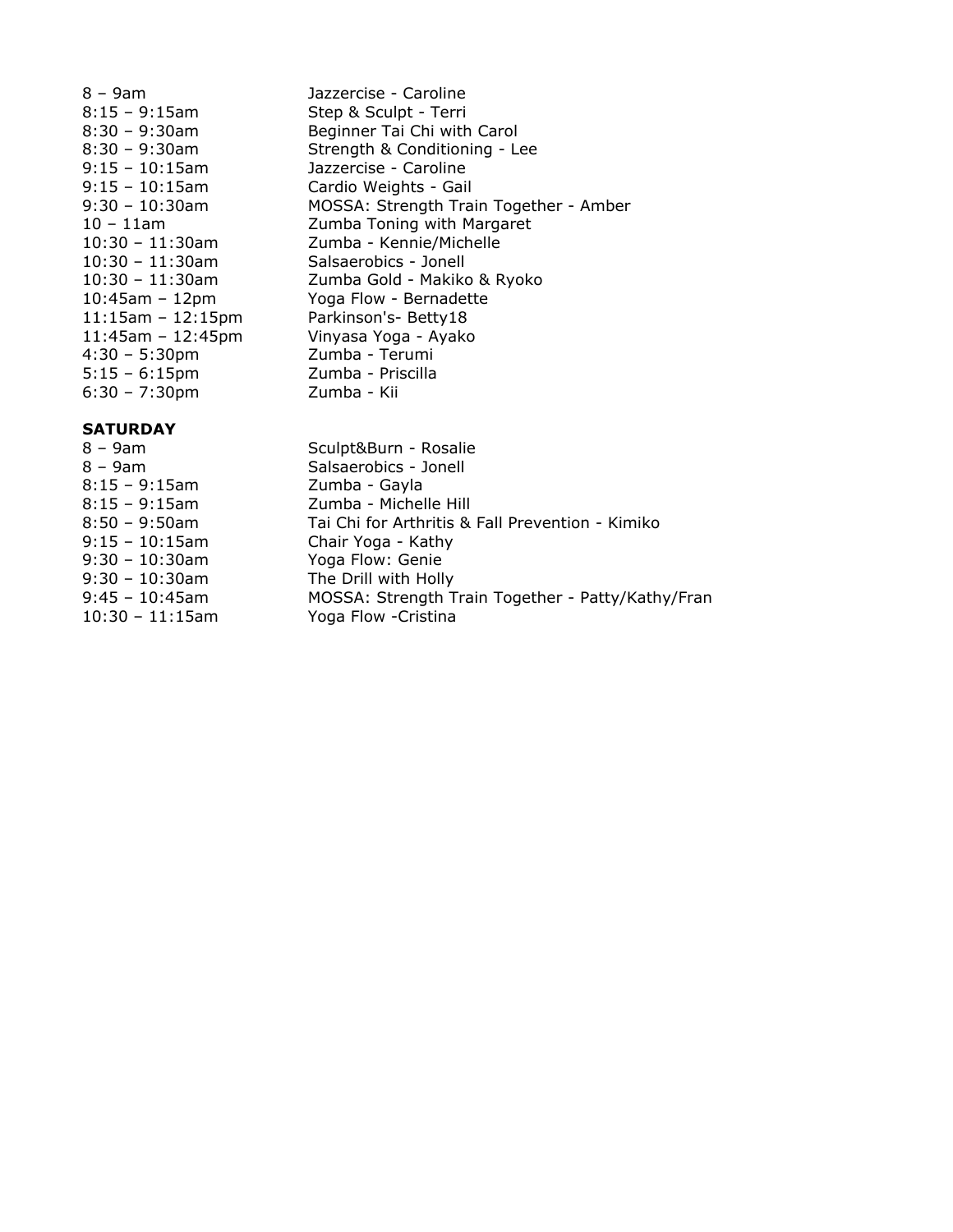| | |
|---|---|
| 8 – 9am | Jazzercise - Caroline |
| 8:15 – 9:15am | Step & Sculpt - Terri |
| 8:30 – 9:30am | Beginner Tai Chi with Carol |
| 8:30 – 9:30am | Strength & Conditioning - Lee |
| 9:15 – 10:15am | Jazzercise - Caroline |
| 9:15 – 10:15am | Cardio Weights - Gail |
| 9:30 – 10:30am | MOSSA: Strength Train Together - Amber |
| 10 – 11am | Zumba Toning with Margaret |
| 10:30 – 11:30am | Zumba - Kennie/Michelle |
| 10:30 – 11:30am | Salsaerobics - Jonell |
| 10:30 – 11:30am | Zumba Gold - Makiko & Ryoko |
| 10:45am – 12pm | Yoga Flow - Bernadette |
| 11:15am – 12:15pm | Parkinson's- Betty18 |
| 11:45am – 12:45pm | Vinyasa Yoga - Ayako |
| 4:30 – 5:30pm | Zumba - Terumi |
| 5:15 – 6:15pm | Zumba - Priscilla |
| 6:30 – 7:30pm | Zumba - Kii |

**SATURDAY**

| | |
|---|---|
| 8 – 9am | Sculpt&Burn - Rosalie |
| 8 – 9am | Salsaerobics - Jonell |
| 8:15 – 9:15am | Zumba - Gayla |
| 8:15 – 9:15am | Zumba - Michelle Hill |
| 8:50 – 9:50am | Tai Chi for Arthritis & Fall Prevention - Kimiko |
| 9:15 – 10:15am | Chair Yoga - Kathy |
| 9:30 – 10:30am | Yoga Flow: Genie |
| 9:30 – 10:30am | The Drill with Holly |
| 9:45 – 10:45am | MOSSA: Strength Train Together - Patty/Kathy/Fran |
| 10:30 – 11:15am | Yoga Flow -Cristina |